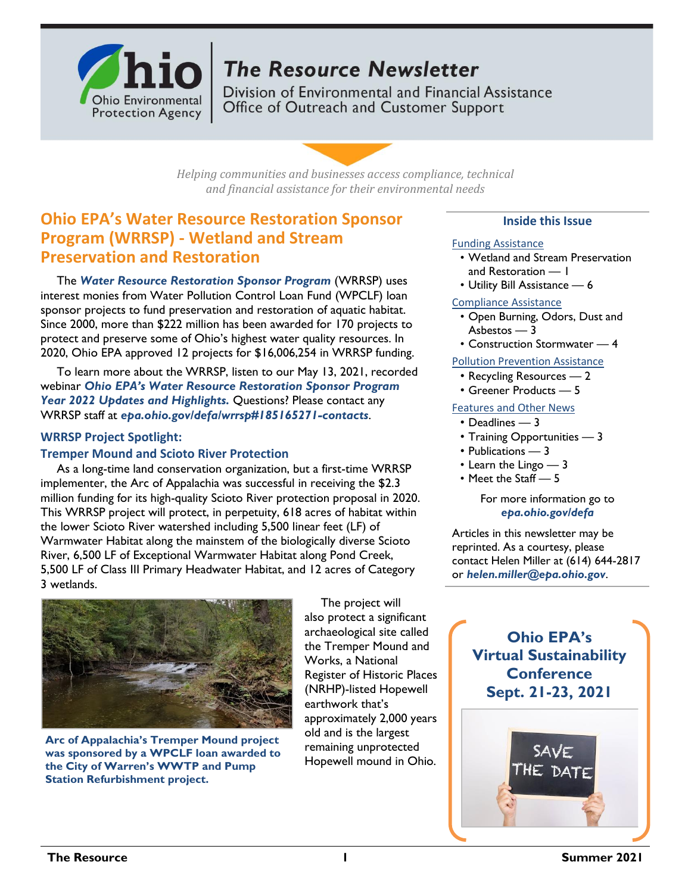# The Resource Newsletter

Division of Environmental and Financial Assistance
Office of Outreach and Customer Support

*Helping communities and businesses access compliance, technical and financial assistance for their environmental needs*

## Ohio EPA's Water Resource Restoration Sponsor Program (WRRSP) - Wetland and Stream Preservation and Restoration

The ***Water Resource Restoration Sponsor Program*** (WRRSP) uses interest monies from Water Pollution Control Loan Fund (WPCLF) loan sponsor projects to fund preservation and restoration of aquatic habitat. Since 2000, more than $222 million has been awarded for 170 projects to protect and preserve some of Ohio's highest water quality resources. In 2020, Ohio EPA approved 12 projects for $16,006,254 in WRRSP funding.

To learn more about the WRRSP, listen to our May 13, 2021, recorded webinar ***Ohio EPA's Water Resource Restoration Sponsor Program Year 2022 Updates and Highlights.*** Questions? Please contact any WRRSP staff at ***epa.ohio.gov/defa/wrrsp#185165271-contacts***.

### WRRSP Project Spotlight: Tremper Mound and Scioto River Protection

As a long-time land conservation organization, but a first-time WRRSP implementer, the Arc of Appalachia was successful in receiving the $2.3 million funding for its high-quality Scioto River protection proposal in 2020. This WRRSP project will protect, in perpetuity, 618 acres of habitat within the lower Scioto River watershed including 5,500 linear feet (LF) of Warmwater Habitat along the mainstem of the biologically diverse Scioto River, 6,500 LF of Exceptional Warmwater Habitat along Pond Creek, 5,500 LF of Class III Primary Headwater Habitat, and 12 acres of Category 3 wetlands.

**Arc of Appalachia's Tremper Mound project was sponsored by a WPCLF loan awarded to the City of Warren's WWTP and Pump Station Refurbishment project.**

The project will also protect a significant archaeological site called the Tremper Mound and Works, a National Register of Historic Places (NRHP)-listed Hopewell earthwork that's approximately 2,000 years old and is the largest remaining unprotected Hopewell mound in Ohio.

### Inside this Issue

Funding Assistance
- Wetland and Stream Preservation and Restoration — 1
- Utility Bill Assistance — 6

Compliance Assistance
- Open Burning, Odors, Dust and Asbestos — 3
- Construction Stormwater — 4

Pollution Prevention Assistance
- Recycling Resources — 2
- Greener Products — 5

Features and Other News
- Deadlines — 3
- Training Opportunities — 3
- Publications — 3
- Learn the Lingo — 3
- Meet the Staff — 5

For more information go to ***epa.ohio.gov/defa***

Articles in this newsletter may be reprinted. As a courtesy, please contact Helen Miller at (614) 644-2817 or ***helen.miller@epa.ohio.gov***.

**Ohio EPA's Virtual Sustainability Conference Sept. 21-23, 2021**

SAVE THE DATE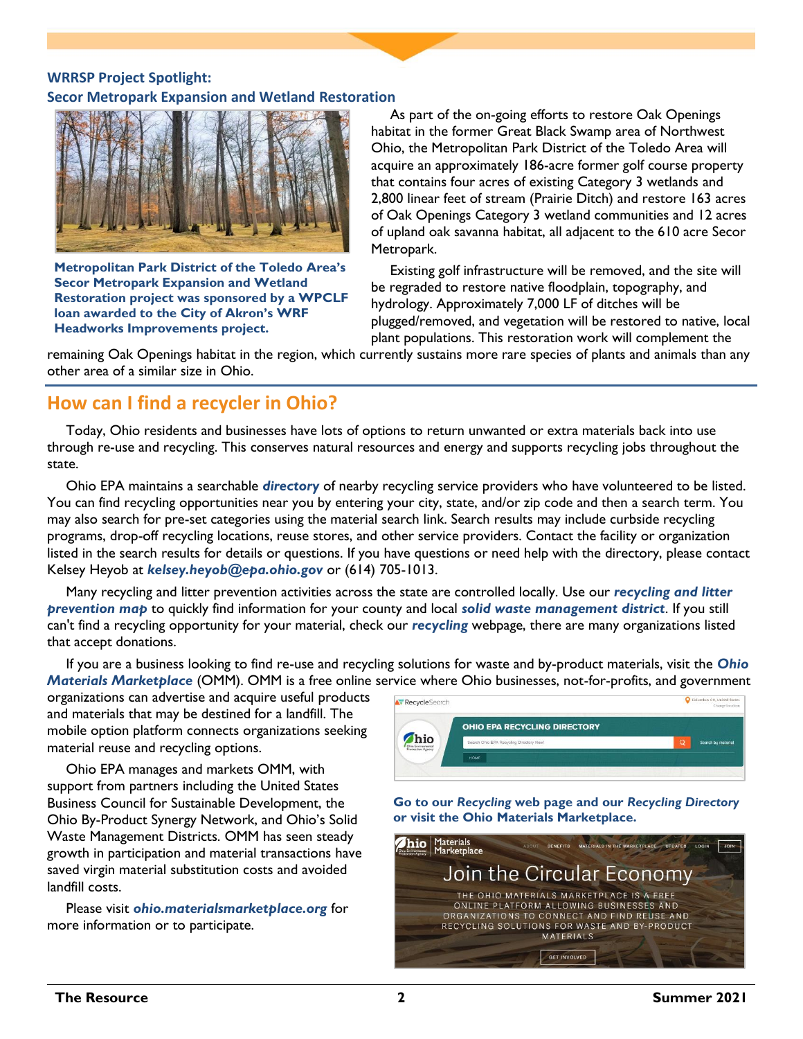### WRRSP Project Spotlight:
### Secor Metropark Expansion and Wetland Restoration

**Metropolitan Park District of the Toledo Area's Secor Metropark Expansion and Wetland Restoration project was sponsored by a WPCLF loan awarded to the City of Akron's WRF Headworks Improvements project.**

As part of the on-going efforts to restore Oak Openings habitat in the former Great Black Swamp area of Northwest Ohio, the Metropolitan Park District of the Toledo Area will acquire an approximately 186-acre former golf course property that contains four acres of existing Category 3 wetlands and 2,800 linear feet of stream (Prairie Ditch) and restore 163 acres of Oak Openings Category 3 wetland communities and 12 acres of upland oak savanna habitat, all adjacent to the 610 acre Secor Metropark.

Existing golf infrastructure will be removed, and the site will be regraded to restore native floodplain, topography, and hydrology. Approximately 7,000 LF of ditches will be plugged/removed, and vegetation will be restored to native, local plant populations. This restoration work will complement the remaining Oak Openings habitat in the region, which currently sustains more rare species of plants and animals than any other area of a similar size in Ohio.

## How can I find a recycler in Ohio?

Today, Ohio residents and businesses have lots of options to return unwanted or extra materials back into use through re-use and recycling. This conserves natural resources and energy and supports recycling jobs throughout the state.

Ohio EPA maintains a searchable ***directory*** of nearby recycling service providers who have volunteered to be listed. You can find recycling opportunities near you by entering your city, state, and/or zip code and then a search term. You may also search for pre-set categories using the material search link. Search results may include curbside recycling programs, drop-off recycling locations, reuse stores, and other service providers. Contact the facility or organization listed in the search results for details or questions. If you have questions or need help with the directory, please contact Kelsey Heyob at ***kelsey.heyob@epa.ohio.gov*** or (614) 705-1013.

Many recycling and litter prevention activities across the state are controlled locally. Use our ***recycling and litter prevention map*** to quickly find information for your county and local ***solid waste management district***. If you still can't find a recycling opportunity for your material, check our ***recycling*** webpage, there are many organizations listed that accept donations.

If you are a business looking to find re-use and recycling solutions for waste and by-product materials, visit the ***Ohio Materials Marketplace*** (OMM). OMM is a free online service where Ohio businesses, not-for-profits, and government organizations can advertise and acquire useful products and materials that may be destined for a landfill. The mobile option platform connects organizations seeking material reuse and recycling options.

Ohio EPA manages and markets OMM, with support from partners including the United States Business Council for Sustainable Development, the Ohio By-Product Synergy Network, and Ohio's Solid Waste Management Districts. OMM has seen steady growth in participation and material transactions have saved virgin material substitution costs and avoided landfill costs.

Please visit ***ohio.materialsmarketplace.org*** for more information or to participate.

**Go to our *Recycling* web page and our *Recycling Directory* or visit the Ohio Materials Marketplace.**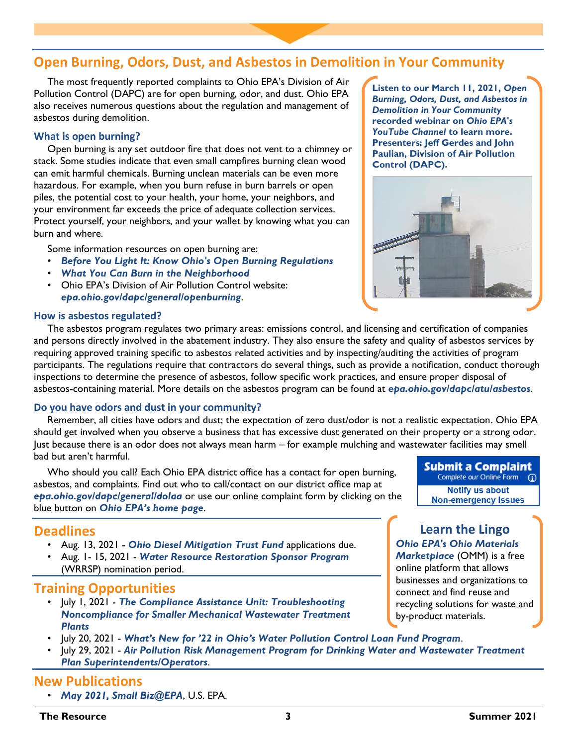## Open Burning, Odors, Dust, and Asbestos in Demolition in Your Community

The most frequently reported complaints to Ohio EPA's Division of Air Pollution Control (DAPC) are for open burning, odor, and dust. Ohio EPA also receives numerous questions about the regulation and management of asbestos during demolition.

**Listen to our March 11, 2021, *Open Burning, Odors, Dust, and Asbestos in Demolition in Your Community* recorded webinar on *Ohio EPA's YouTube Channel* to learn more. Presenters: Jeff Gerdes and John Paulian, Division of Air Pollution Control (DAPC).**

### What is open burning?

Open burning is any set outdoor fire that does not vent to a chimney or stack. Some studies indicate that even small campfires burning clean wood can emit harmful chemicals. Burning unclean materials can be even more hazardous. For example, when you burn refuse in burn barrels or open piles, the potential cost to your health, your home, your neighbors, and your environment far exceeds the price of adequate collection services. Protect yourself, your neighbors, and your wallet by knowing what you can burn and where.

Some information resources on open burning are:

- ***Before You Light It: Know Ohio's Open Burning Regulations***
- ***What You Can Burn in the Neighborhood***
- Ohio EPA's Division of Air Pollution Control website: ***epa.ohio.gov/dapc/general/openburning***.

### How is asbestos regulated?

The asbestos program regulates two primary areas: emissions control, and licensing and certification of companies and persons directly involved in the abatement industry. They also ensure the safety and quality of asbestos services by requiring approved training specific to asbestos related activities and by inspecting/auditing the activities of program participants. The regulations require that contractors do several things, such as provide a notification, conduct thorough inspections to determine the presence of asbestos, follow specific work practices, and ensure proper disposal of asbestos-containing material. More details on the asbestos program can be found at ***epa.ohio.gov/dapc/atu/asbestos***.

### Do you have odors and dust in your community?

Remember, all cities have odors and dust; the expectation of zero dust/odor is not a realistic expectation. Ohio EPA should get involved when you observe a business that has excessive dust generated on their property or a strong odor. Just because there is an odor does not always mean harm – for example mulching and wastewater facilities may smell bad but aren't harmful.

Who should you call? Each Ohio EPA district office has a contact for open burning, asbestos, and complaints. Find out who to call/contact on our district office map at ***epa.ohio.gov/dapc/general/dolaa*** or use our online complaint form by clicking on the blue button on ***Ohio EPA's home page***.

**Submit a Complaint**
Complete our Online Form
Notify us about Non-emergency Issues

## Deadlines

- Aug. 13, 2021 - ***Ohio Diesel Mitigation Trust Fund*** applications due.
- Aug. 1- 15, 2021 - ***Water Resource Restoration Sponsor Program*** (WRRSP) nomination period.

## Training Opportunities

- July 1, 2021 - ***The Compliance Assistance Unit: Troubleshooting Noncompliance for Smaller Mechanical Wastewater Treatment Plants***
- July 20, 2021 - ***What's New for '22 in Ohio's Water Pollution Control Loan Fund Program***.
- July 29, 2021 - ***Air Pollution Risk Management Program for Drinking Water and Wastewater Treatment Plan Superintendents/Operators***.

### Learn the Lingo

***Ohio EPA's Ohio Materials Marketplace*** (OMM) is a free online platform that allows businesses and organizations to connect and find reuse and recycling solutions for waste and by-product materials.

## New Publications

- ***May 2021, Small Biz@EPA***, U.S. EPA.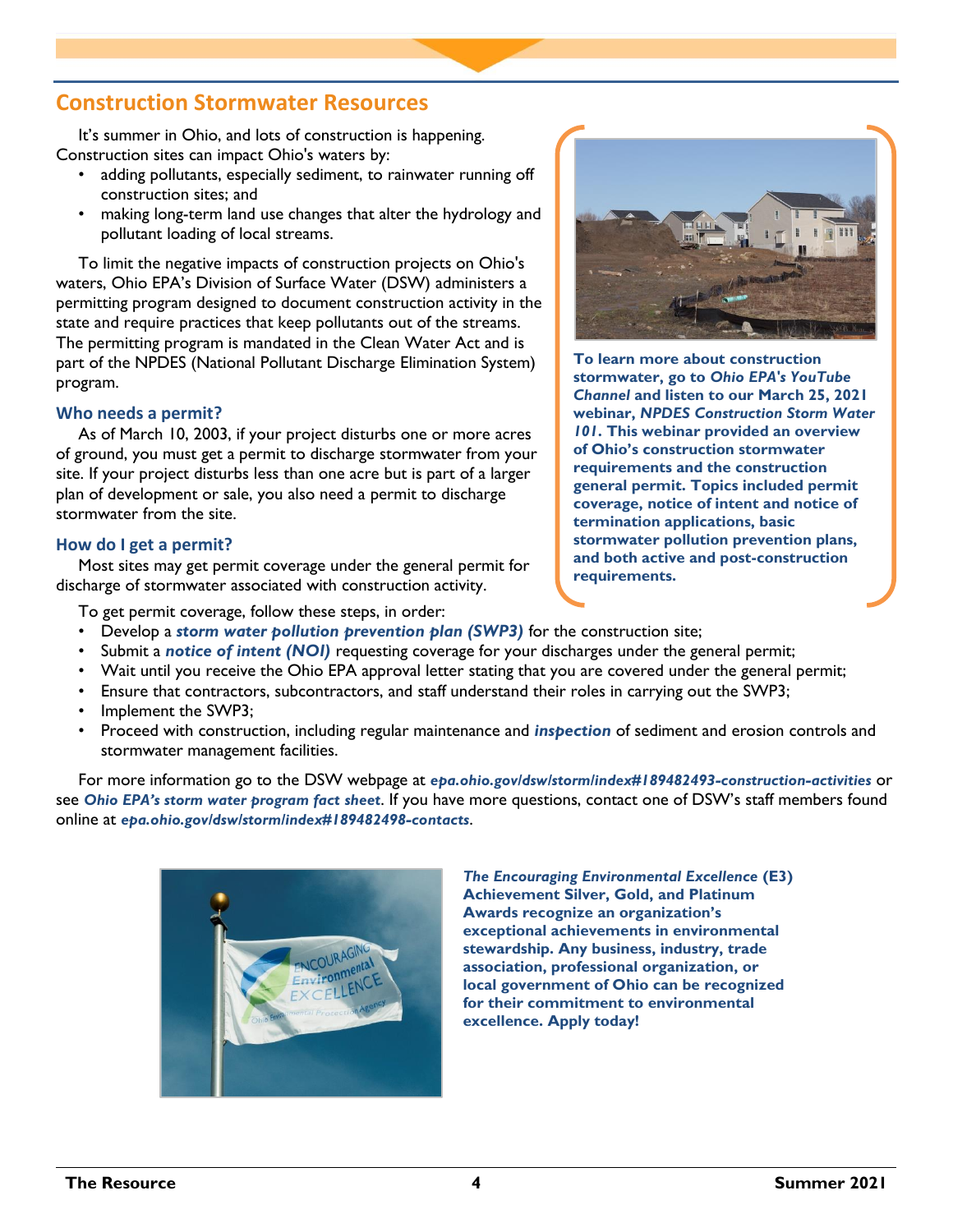## Construction Stormwater Resources

It's summer in Ohio, and lots of construction is happening. Construction sites can impact Ohio's waters by:

- adding pollutants, especially sediment, to rainwater running off construction sites; and
- making long-term land use changes that alter the hydrology and pollutant loading of local streams.

To limit the negative impacts of construction projects on Ohio's waters, Ohio EPA's Division of Surface Water (DSW) administers a permitting program designed to document construction activity in the state and require practices that keep pollutants out of the streams. The permitting program is mandated in the Clean Water Act and is part of the NPDES (National Pollutant Discharge Elimination System) program.

### Who needs a permit?

As of March 10, 2003, if your project disturbs one or more acres of ground, you must get a permit to discharge stormwater from your site. If your project disturbs less than one acre but is part of a larger plan of development or sale, you also need a permit to discharge stormwater from the site.

### How do I get a permit?

Most sites may get permit coverage under the general permit for discharge of stormwater associated with construction activity.

To get permit coverage, follow these steps, in order:

- Develop a ***storm water pollution prevention plan (SWP3)*** for the construction site;
- Submit a ***notice of intent (NOI)*** requesting coverage for your discharges under the general permit;
- Wait until you receive the Ohio EPA approval letter stating that you are covered under the general permit;
- Ensure that contractors, subcontractors, and staff understand their roles in carrying out the SWP3;
- Implement the SWP3;
- Proceed with construction, including regular maintenance and ***inspection*** of sediment and erosion controls and stormwater management facilities.

For more information go to the DSW webpage at ***epa.ohio.gov/dsw/storm/index#189482493-construction-activities*** or see ***Ohio EPA's storm water program fact sheet***. If you have more questions, contact one of DSW's staff members found online at ***epa.ohio.gov/dsw/storm/index#189482498-contacts***.

**To learn more about construction stormwater, go to *Ohio EPA's YouTube Channel* and listen to our March 25, 2021 webinar, *NPDES Construction Storm Water 101*. This webinar provided an overview of Ohio's construction stormwater requirements and the construction general permit. Topics included permit coverage, notice of intent and notice of termination applications, basic stormwater pollution prevention plans, and both active and post-construction requirements.**

***The Encouraging Environmental Excellence* (E3) Achievement Silver, Gold, and Platinum Awards recognize an organization's exceptional achievements in environmental stewardship. Any business, industry, trade association, professional organization, or local government of Ohio can be recognized for their commitment to environmental excellence. Apply today!**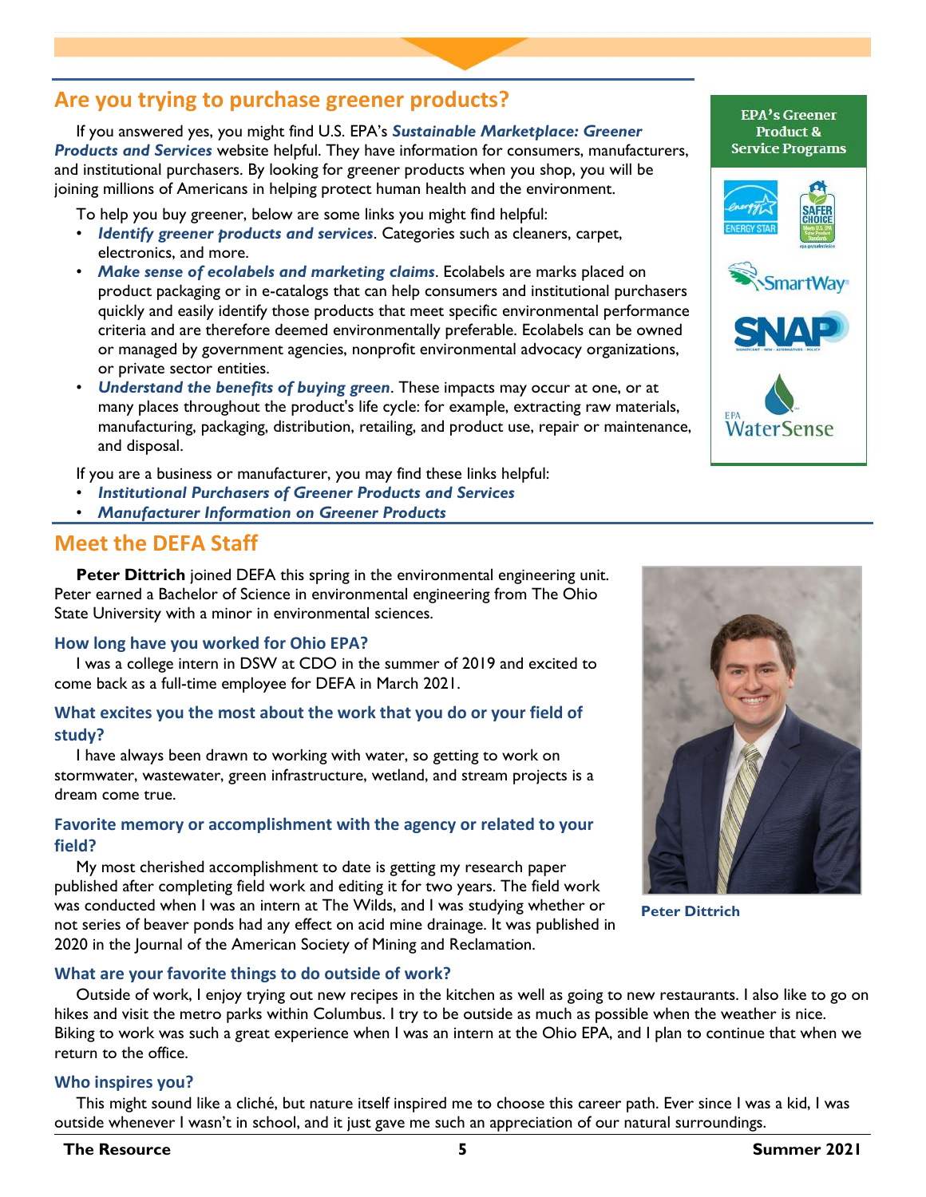## Are you trying to purchase greener products?

If you answered yes, you might find U.S. EPA's ***Sustainable Marketplace: Greener Products and Services*** website helpful. They have information for consumers, manufacturers, and institutional purchasers. By looking for greener products when you shop, you will be joining millions of Americans in helping protect human health and the environment.

To help you buy greener, below are some links you might find helpful:

- ***Identify greener products and services***. Categories such as cleaners, carpet, electronics, and more.
- ***Make sense of ecolabels and marketing claims***. Ecolabels are marks placed on product packaging or in e-catalogs that can help consumers and institutional purchasers quickly and easily identify those products that meet specific environmental performance criteria and are therefore deemed environmentally preferable. Ecolabels can be owned or managed by government agencies, nonprofit environmental advocacy organizations, or private sector entities.
- ***Understand the benefits of buying green***. These impacts may occur at one, or at many places throughout the product's life cycle: for example, extracting raw materials, manufacturing, packaging, distribution, retailing, and product use, repair or maintenance, and disposal.

If you are a business or manufacturer, you may find these links helpful:

- ***Institutional Purchasers of Greener Products and Services***
- ***Manufacturer Information on Greener Products***

**EPA's Greener Product & Service Programs**

ENERGY STAR · SAFER CHOICE · SmartWay · SNAP · EPA WaterSense

## Meet the DEFA Staff

**Peter Dittrich** joined DEFA this spring in the environmental engineering unit. Peter earned a Bachelor of Science in environmental engineering from The Ohio State University with a minor in environmental sciences.

### How long have you worked for Ohio EPA?

I was a college intern in DSW at CDO in the summer of 2019 and excited to come back as a full-time employee for DEFA in March 2021.

### What excites you the most about the work that you do or your field of study?

I have always been drawn to working with water, so getting to work on stormwater, wastewater, green infrastructure, wetland, and stream projects is a dream come true.

### Favorite memory or accomplishment with the agency or related to your field?

My most cherished accomplishment to date is getting my research paper published after completing field work and editing it for two years. The field work was conducted when I was an intern at The Wilds, and I was studying whether or not series of beaver ponds had any effect on acid mine drainage. It was published in 2020 in the Journal of the American Society of Mining and Reclamation.

**Peter Dittrich**

### What are your favorite things to do outside of work?

Outside of work, I enjoy trying out new recipes in the kitchen as well as going to new restaurants. I also like to go on hikes and visit the metro parks within Columbus. I try to be outside as much as possible when the weather is nice. Biking to work was such a great experience when I was an intern at the Ohio EPA, and I plan to continue that when we return to the office.

### Who inspires you?

This might sound like a cliché, but nature itself inspired me to choose this career path. Ever since I was a kid, I was outside whenever I wasn't in school, and it just gave me such an appreciation of our natural surroundings.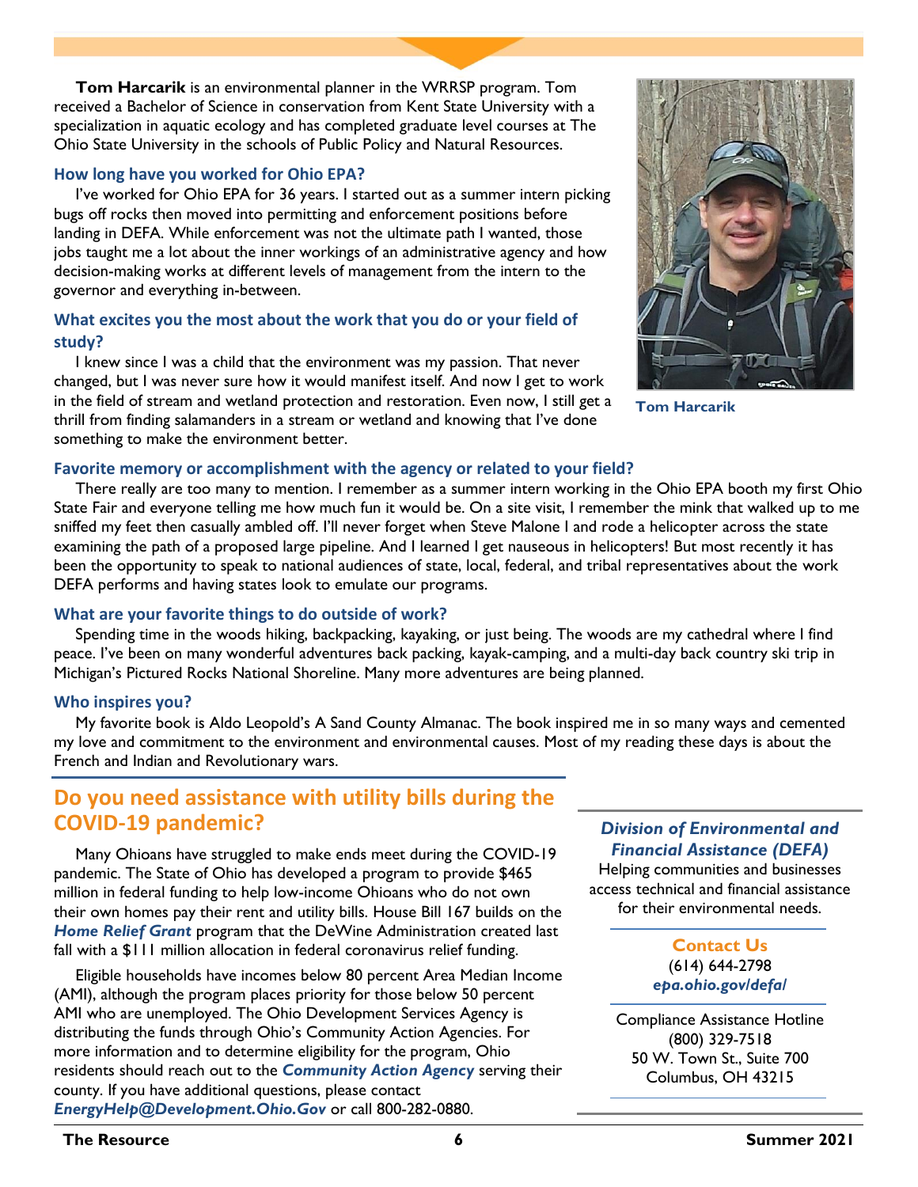**Tom Harcarik** is an environmental planner in the WRRSP program. Tom received a Bachelor of Science in conservation from Kent State University with a specialization in aquatic ecology and has completed graduate level courses at The Ohio State University in the schools of Public Policy and Natural Resources.

### How long have you worked for Ohio EPA?

I've worked for Ohio EPA for 36 years. I started out as a summer intern picking bugs off rocks then moved into permitting and enforcement positions before landing in DEFA. While enforcement was not the ultimate path I wanted, those jobs taught me a lot about the inner workings of an administrative agency and how decision-making works at different levels of management from the intern to the governor and everything in-between.

### What excites you the most about the work that you do or your field of study?

I knew since I was a child that the environment was my passion. That never changed, but I was never sure how it would manifest itself. And now I get to work in the field of stream and wetland protection and restoration. Even now, I still get a thrill from finding salamanders in a stream or wetland and knowing that I've done something to make the environment better.

Tom Harcarik

### Favorite memory or accomplishment with the agency or related to your field?

There really are too many to mention. I remember as a summer intern working in the Ohio EPA booth my first Ohio State Fair and everyone telling me how much fun it would be. On a site visit, I remember the mink that walked up to me sniffed my feet then casually ambled off. I'll never forget when Steve Malone I and rode a helicopter across the state examining the path of a proposed large pipeline. And I learned I get nauseous in helicopters! But most recently it has been the opportunity to speak to national audiences of state, local, federal, and tribal representatives about the work DEFA performs and having states look to emulate our programs.

### What are your favorite things to do outside of work?

Spending time in the woods hiking, backpacking, kayaking, or just being. The woods are my cathedral where I find peace. I've been on many wonderful adventures back packing, kayak-camping, and a multi-day back country ski trip in Michigan's Pictured Rocks National Shoreline. Many more adventures are being planned.

### Who inspires you?

My favorite book is Aldo Leopold's A Sand County Almanac. The book inspired me in so many ways and cemented my love and commitment to the environment and environmental causes. Most of my reading these days is about the French and Indian and Revolutionary wars.

## Do you need assistance with utility bills during the COVID-19 pandemic?

Many Ohioans have struggled to make ends meet during the COVID-19 pandemic. The State of Ohio has developed a program to provide $465 million in federal funding to help low-income Ohioans who do not own their own homes pay their rent and utility bills. House Bill 167 builds on the ***Home Relief Grant*** program that the DeWine Administration created last fall with a $111 million allocation in federal coronavirus relief funding.

Eligible households have incomes below 80 percent Area Median Income (AMI), although the program places priority for those below 50 percent AMI who are unemployed. The Ohio Development Services Agency is distributing the funds through Ohio's Community Action Agencies. For more information and to determine eligibility for the program, Ohio residents should reach out to the ***Community Action Agency*** serving their county. If you have additional questions, please contact ***EnergyHelp@Development.Ohio.Gov*** or call 800-282-0880.

***Division of Environmental and Financial Assistance (DEFA)***

Helping communities and businesses access technical and financial assistance for their environmental needs.

**Contact Us**

(614) 644-2798

***epa.ohio.gov/defa/***

Compliance Assistance Hotline
(800) 329-7518
50 W. Town St., Suite 700
Columbus, OH 43215